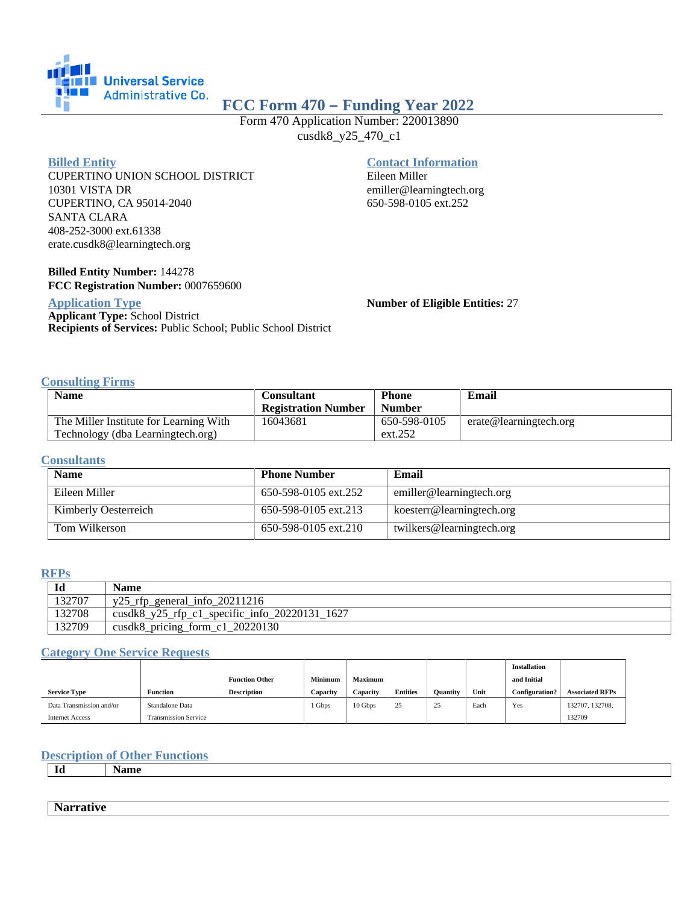Universal Service Administrative Co.

# FCC Form 470 – Funding Year 2022

Form 470 Application Number: 220013890

cusdk8_y25_470_c1

## Billed Entity

CUPERTINO UNION SCHOOL DISTRICT
10301 VISTA DR
CUPERTINO, CA 95014-2040
SANTA CLARA
408-252-3000 ext.61338
erate.cusdk8@learningtech.org

## Contact Information

Eileen Miller
emiller@learningtech.org
650-598-0105 ext.252

**Billed Entity Number:** 144278
**FCC Registration Number:** 0007659600

## Application Type

**Applicant Type:** School District
**Recipients of Services:** Public School; Public School District

**Number of Eligible Entities:** 27

## Consulting Firms

| Name | Consultant Registration Number | Phone Number | Email |
|---|---|---|---|
| The Miller Institute for Learning With Technology (dba Learningtech.org) | 16043681 | 650-598-0105 ext.252 | erate@learningtech.org |

## Consultants

| Name | Phone Number | Email |
|---|---|---|
| Eileen Miller | 650-598-0105 ext.252 | emiller@learningtech.org |
| Kimberly Oesterreich | 650-598-0105 ext.213 | koesterr@learningtech.org |
| Tom Wilkerson | 650-598-0105 ext.210 | twilkers@learningtech.org |

## RFPs

| Id | Name |
|---|---|
| 132707 | y25_rfp_general_info_20211216 |
| 132708 | cusdk8_y25_rfp_c1_specific_info_20220131_1627 |
| 132709 | cusdk8_pricing_form_c1_20220130 |

## Category One Service Requests

| Service Type | Function | Function Other Description | Minimum Capacity | Maximum Capacity | Entities | Quantity | Unit | Installation and Initial Configuration? | Associated RFPs |
|---|---|---|---|---|---|---|---|---|---|
| Data Transmission and/or Internet Access | Standalone Data Transmission Service | | 1 Gbps | 10 Gbps | 25 | 25 | Each | Yes | 132707, 132708, 132709 |

## Description of Other Functions

| Id | Name |
|---|---|

| Narrative |
|---|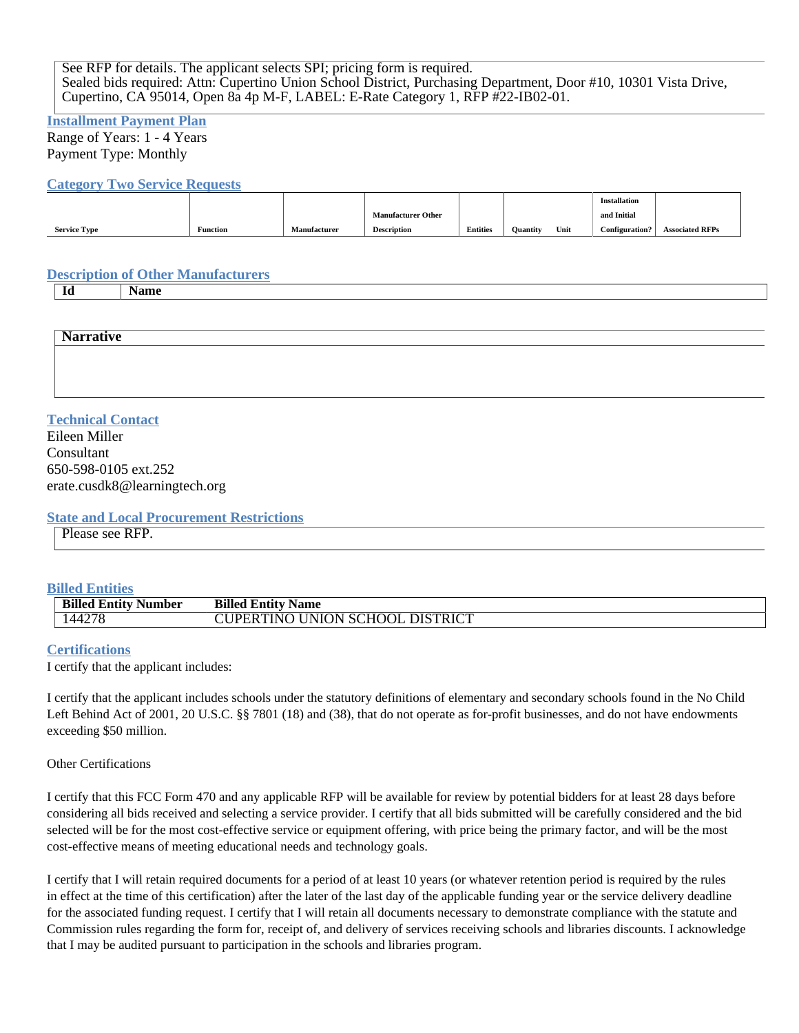See RFP for details. The applicant selects SPI; pricing form is required.
Sealed bids required: Attn: Cupertino Union School District, Purchasing Department, Door #10, 10301 Vista Drive, Cupertino, CA 95014, Open 8a 4p M-F, LABEL: E-Rate Category 1, RFP #22-IB02-01.

## Installment Payment Plan

Range of Years: 1 - 4 Years
Payment Type: Monthly

## Category Two Service Requests

| Service Type | Function | Manufacturer | Manufacturer Other Description | Entities | Quantity | Unit | Installation and Initial Configuration? | Associated RFPs |
| --- | --- | --- | --- | --- | --- | --- | --- | --- |

## Description of Other Manufacturers

| Id | Name |
| --- | --- |

| Narrative |
| --- |
| |

## Technical Contact

Eileen Miller
Consultant
650-598-0105 ext.252
erate.cusdk8@learningtech.org

## State and Local Procurement Restrictions

Please see RFP.

## Billed Entities

| Billed Entity Number | Billed Entity Name |
| --- | --- |
| 144278 | CUPERTINO UNION SCHOOL DISTRICT |

## Certifications

I certify that the applicant includes:

I certify that the applicant includes schools under the statutory definitions of elementary and secondary schools found in the No Child Left Behind Act of 2001, 20 U.S.C. §§ 7801 (18) and (38), that do not operate as for-profit businesses, and do not have endowments exceeding $50 million.

Other Certifications

I certify that this FCC Form 470 and any applicable RFP will be available for review by potential bidders for at least 28 days before considering all bids received and selecting a service provider. I certify that all bids submitted will be carefully considered and the bid selected will be for the most cost-effective service or equipment offering, with price being the primary factor, and will be the most cost-effective means of meeting educational needs and technology goals.

I certify that I will retain required documents for a period of at least 10 years (or whatever retention period is required by the rules in effect at the time of this certification) after the later of the last day of the applicable funding year or the service delivery deadline for the associated funding request. I certify that I will retain all documents necessary to demonstrate compliance with the statute and Commission rules regarding the form for, receipt of, and delivery of services receiving schools and libraries discounts. I acknowledge that I may be audited pursuant to participation in the schools and libraries program.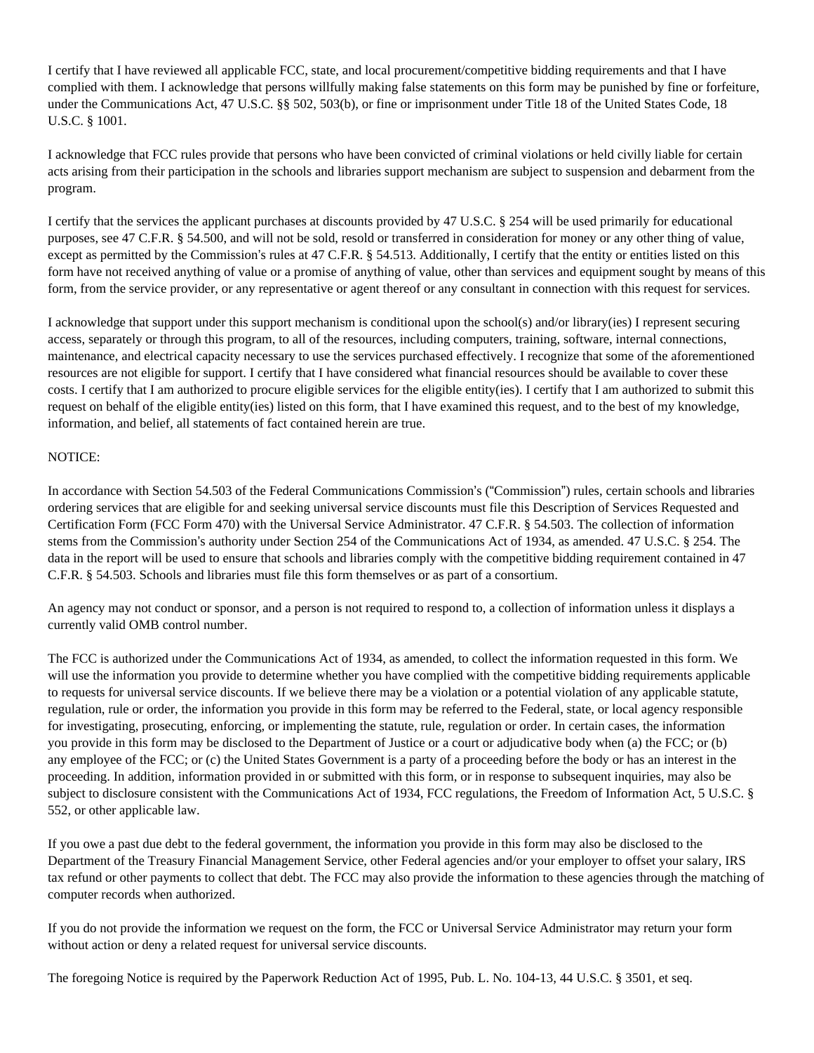I certify that I have reviewed all applicable FCC, state, and local procurement/competitive bidding requirements and that I have complied with them. I acknowledge that persons willfully making false statements on this form may be punished by fine or forfeiture, under the Communications Act, 47 U.S.C. §§ 502, 503(b), or fine or imprisonment under Title 18 of the United States Code, 18 U.S.C. § 1001.

I acknowledge that FCC rules provide that persons who have been convicted of criminal violations or held civilly liable for certain acts arising from their participation in the schools and libraries support mechanism are subject to suspension and debarment from the program.

I certify that the services the applicant purchases at discounts provided by 47 U.S.C. § 254 will be used primarily for educational purposes, see 47 C.F.R. § 54.500, and will not be sold, resold or transferred in consideration for money or any other thing of value, except as permitted by the Commission's rules at 47 C.F.R. § 54.513. Additionally, I certify that the entity or entities listed on this form have not received anything of value or a promise of anything of value, other than services and equipment sought by means of this form, from the service provider, or any representative or agent thereof or any consultant in connection with this request for services.

I acknowledge that support under this support mechanism is conditional upon the school(s) and/or library(ies) I represent securing access, separately or through this program, to all of the resources, including computers, training, software, internal connections, maintenance, and electrical capacity necessary to use the services purchased effectively. I recognize that some of the aforementioned resources are not eligible for support. I certify that I have considered what financial resources should be available to cover these costs. I certify that I am authorized to procure eligible services for the eligible entity(ies). I certify that I am authorized to submit this request on behalf of the eligible entity(ies) listed on this form, that I have examined this request, and to the best of my knowledge, information, and belief, all statements of fact contained herein are true.

NOTICE:

In accordance with Section 54.503 of the Federal Communications Commission's ("Commission") rules, certain schools and libraries ordering services that are eligible for and seeking universal service discounts must file this Description of Services Requested and Certification Form (FCC Form 470) with the Universal Service Administrator. 47 C.F.R. § 54.503. The collection of information stems from the Commission's authority under Section 254 of the Communications Act of 1934, as amended. 47 U.S.C. § 254. The data in the report will be used to ensure that schools and libraries comply with the competitive bidding requirement contained in 47 C.F.R. § 54.503. Schools and libraries must file this form themselves or as part of a consortium.

An agency may not conduct or sponsor, and a person is not required to respond to, a collection of information unless it displays a currently valid OMB control number.

The FCC is authorized under the Communications Act of 1934, as amended, to collect the information requested in this form. We will use the information you provide to determine whether you have complied with the competitive bidding requirements applicable to requests for universal service discounts. If we believe there may be a violation or a potential violation of any applicable statute, regulation, rule or order, the information you provide in this form may be referred to the Federal, state, or local agency responsible for investigating, prosecuting, enforcing, or implementing the statute, rule, regulation or order. In certain cases, the information you provide in this form may be disclosed to the Department of Justice or a court or adjudicative body when (a) the FCC; or (b) any employee of the FCC; or (c) the United States Government is a party of a proceeding before the body or has an interest in the proceeding. In addition, information provided in or submitted with this form, or in response to subsequent inquiries, may also be subject to disclosure consistent with the Communications Act of 1934, FCC regulations, the Freedom of Information Act, 5 U.S.C. § 552, or other applicable law.

If you owe a past due debt to the federal government, the information you provide in this form may also be disclosed to the Department of the Treasury Financial Management Service, other Federal agencies and/or your employer to offset your salary, IRS tax refund or other payments to collect that debt. The FCC may also provide the information to these agencies through the matching of computer records when authorized.

If you do not provide the information we request on the form, the FCC or Universal Service Administrator may return your form without action or deny a related request for universal service discounts.

The foregoing Notice is required by the Paperwork Reduction Act of 1995, Pub. L. No. 104-13, 44 U.S.C. § 3501, et seq.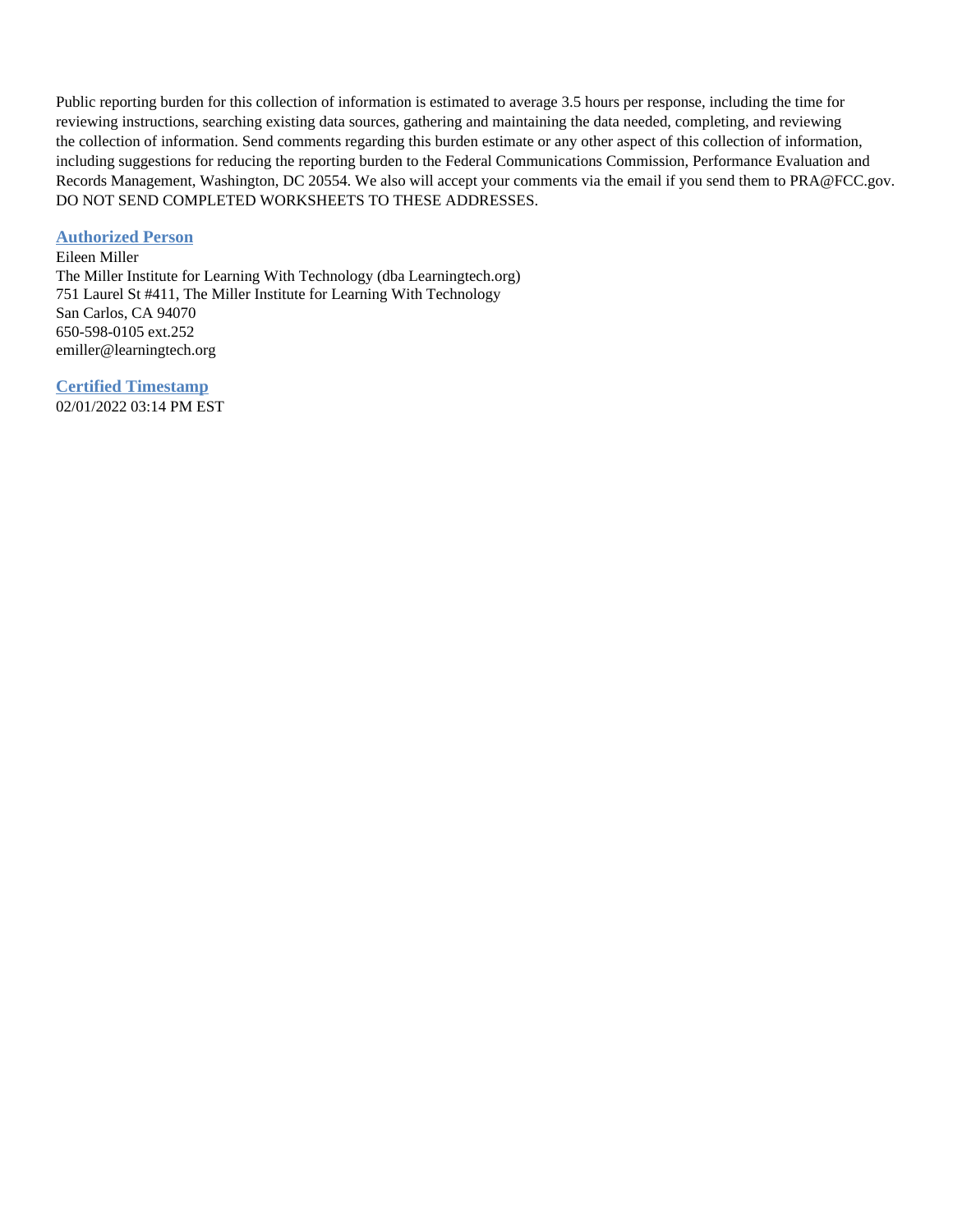Public reporting burden for this collection of information is estimated to average 3.5 hours per response, including the time for reviewing instructions, searching existing data sources, gathering and maintaining the data needed, completing, and reviewing the collection of information. Send comments regarding this burden estimate or any other aspect of this collection of information, including suggestions for reducing the reporting burden to the Federal Communications Commission, Performance Evaluation and Records Management, Washington, DC 20554. We also will accept your comments via the email if you send them to PRA@FCC.gov. DO NOT SEND COMPLETED WORKSHEETS TO THESE ADDRESSES.

### Authorized Person

Eileen Miller
The Miller Institute for Learning With Technology (dba Learningtech.org)
751 Laurel St #411, The Miller Institute for Learning With Technology
San Carlos, CA 94070
650-598-0105 ext.252
emiller@learningtech.org

### Certified Timestamp

02/01/2022 03:14 PM EST